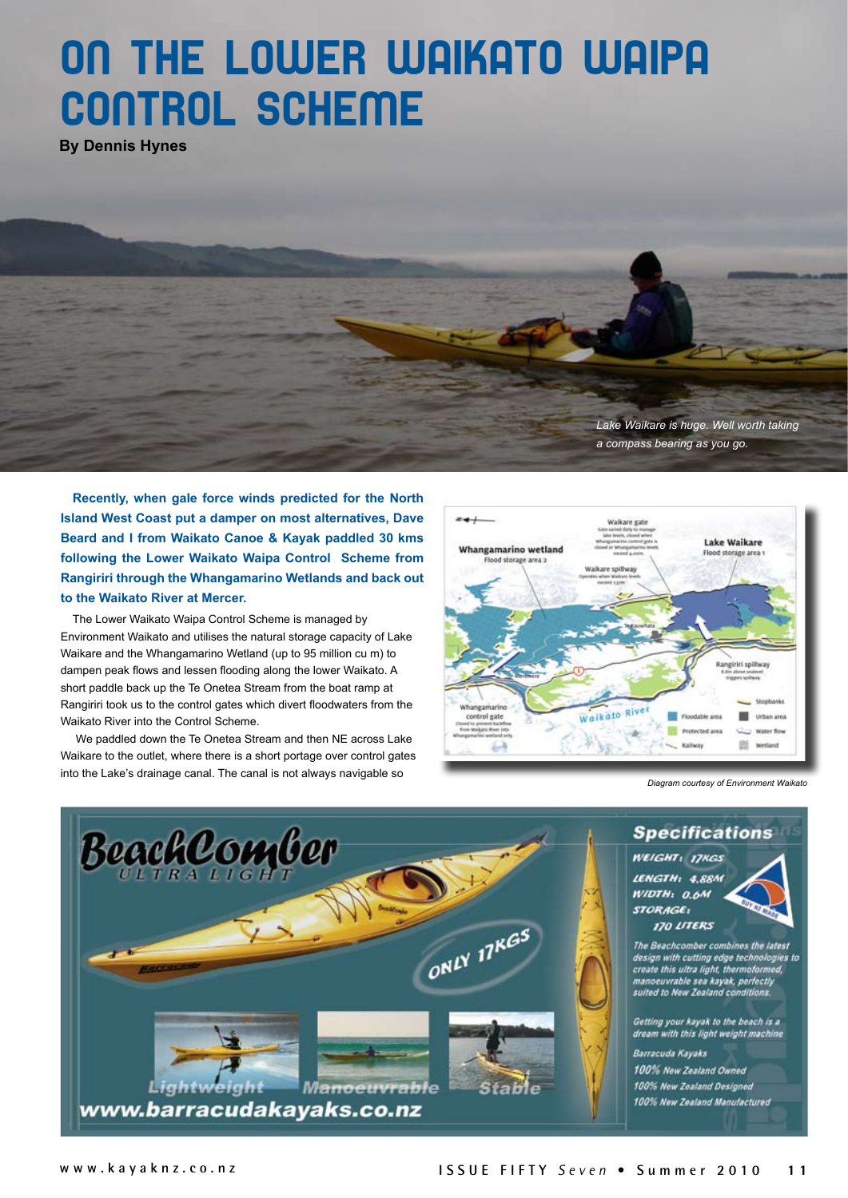# ON THE LOWER WAIKATO WAIPA CONTROL SCHEME

**By Dennis Hynes**

*Lake Waikare is huge. Well worth taking a compass bearing as you go.*

**Recently, when gale force winds predicted for the North Island West Coast put a damper on most alternatives, Dave Beard and I from Waikato Canoe & Kayak paddled 30 kms following the Lower Waikato Waipa Control Scheme from Rangiriri through the Whangamarino Wetlands and back out to the Waikato River at Mercer.**

The Lower Waikato Waipa Control Scheme is managed by Environment Waikato and utilises the natural storage capacity of Lake Waikare and the Whangamarino Wetland (up to 95 million cu m) to dampen peak flows and lessen flooding along the lower Waikato. A short paddle back up the Te Onetea Stream from the boat ramp at Rangiriri took us to the control gates which divert floodwaters from the Waikato River into the Control Scheme.

We paddled down the Te Onetea Stream and then NE across Lake Waikare to the outlet, where there is a short portage over control gates into the Lake's drainage canal. The canal is not always navigable so

*Diagram courtesy of Environment Waikato*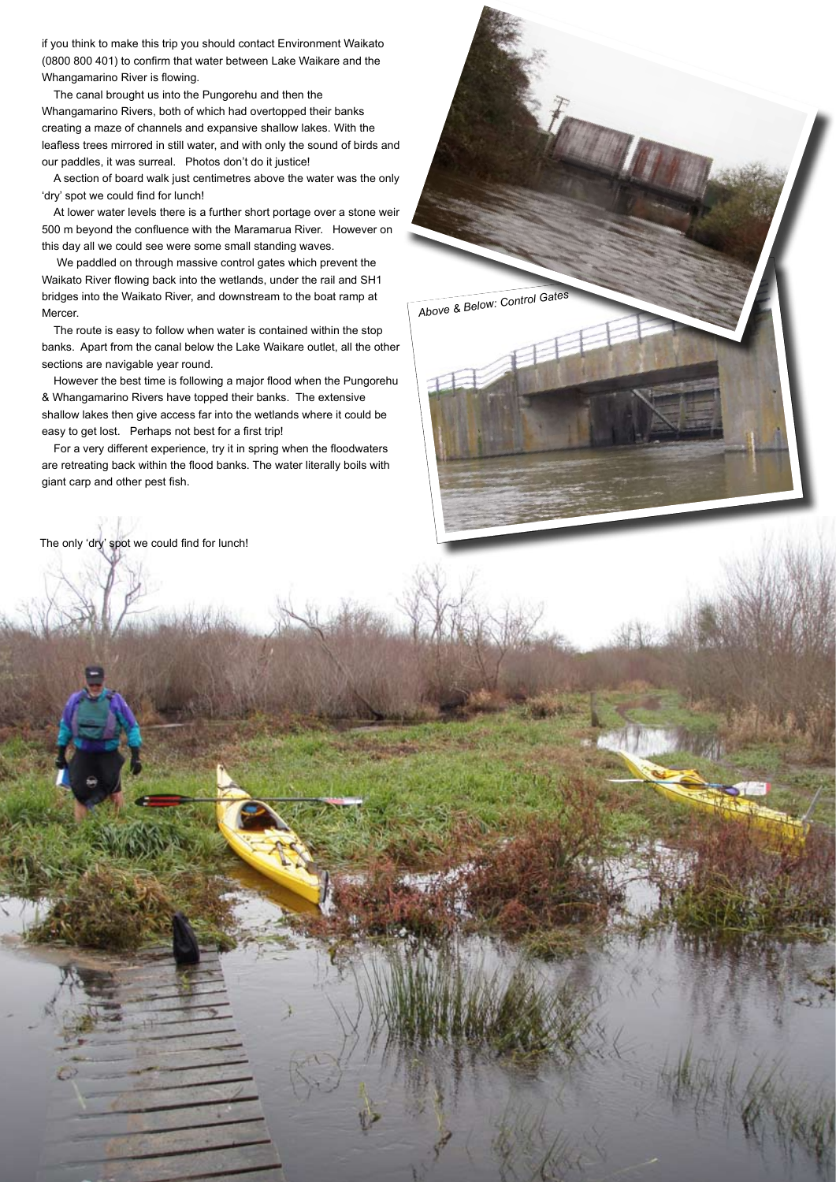if you think to make this trip you should contact Environment Waikato (0800 800 401) to confirm that water between Lake Waikare and the Whangamarino River is flowing.

The canal brought us into the Pungorehu and then the Whangamarino Rivers, both of which had overtopped their banks creating a maze of channels and expansive shallow lakes. With the leafless trees mirrored in still water, and with only the sound of birds and our paddles, it was surreal. Photos don't do it justice!

A section of board walk just centimetres above the water was the only 'dry' spot we could find for lunch!

At lower water levels there is a further short portage over a stone weir 500 m beyond the confluence with the Maramarua River. However on this day all we could see were some small standing waves.

We paddled on through massive control gates which prevent the Waikato River flowing back into the wetlands, under the rail and SH1 bridges into the Waikato River, and downstream to the boat ramp at Mercer.

The route is easy to follow when water is contained within the stop banks. Apart from the canal below the Lake Waikare outlet, all the other sections are navigable year round.

However the best time is following a major flood when the Pungorehu & Whangamarino Rivers have topped their banks. The extensive shallow lakes then give access far into the wetlands where it could be easy to get lost. Perhaps not best for a first trip!

For a very different experience, try it in spring when the floodwaters are retreating back within the flood banks. The water literally boils with giant carp and other pest fish.

*Above & Below: Control Gates*

The only 'dry' spot we could find for lunch!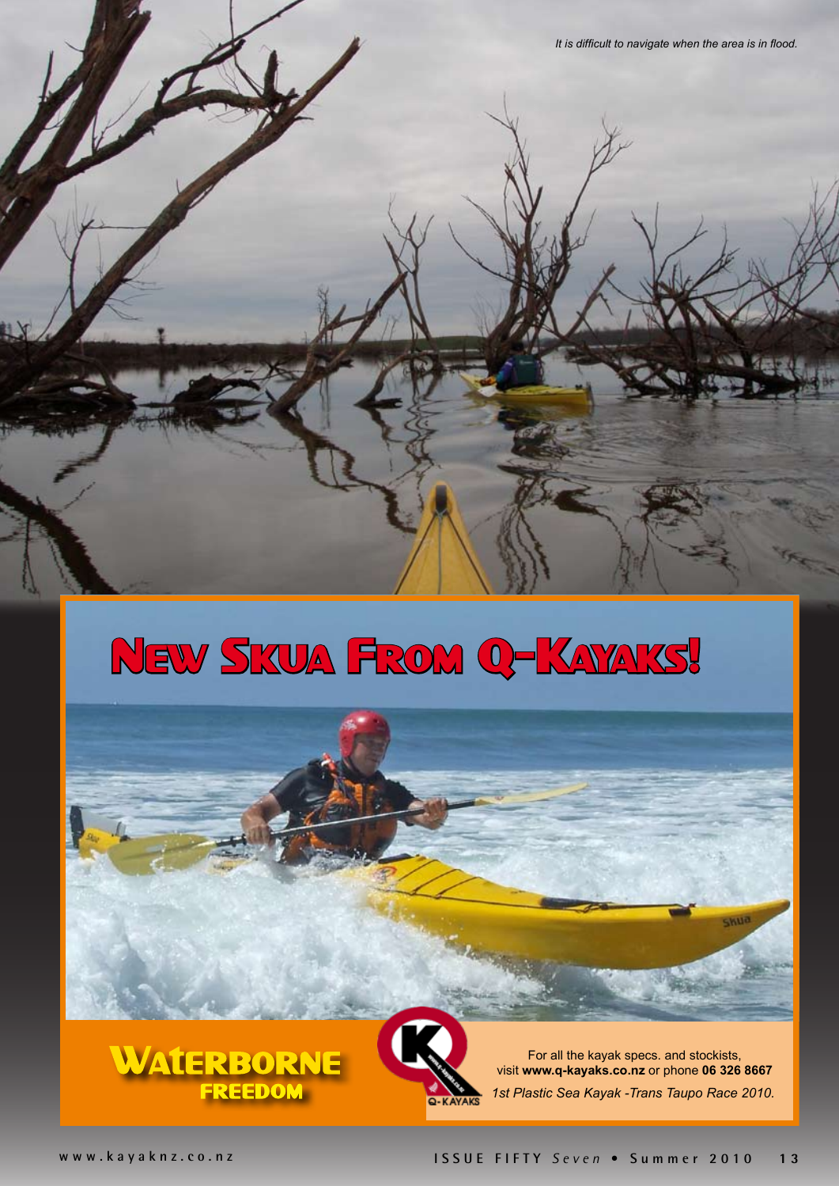*It is difficult to navigate when the area is in flood.*

# New Skua From Q-Kayaks!

**Waterborne**
**Freedom**

For all the kayak specs. and stockists, visit **www.q-kayaks.co.nz** or phone **06 326 8667**

*1st Plastic Sea Kayak -Trans Taupo Race 2010.*